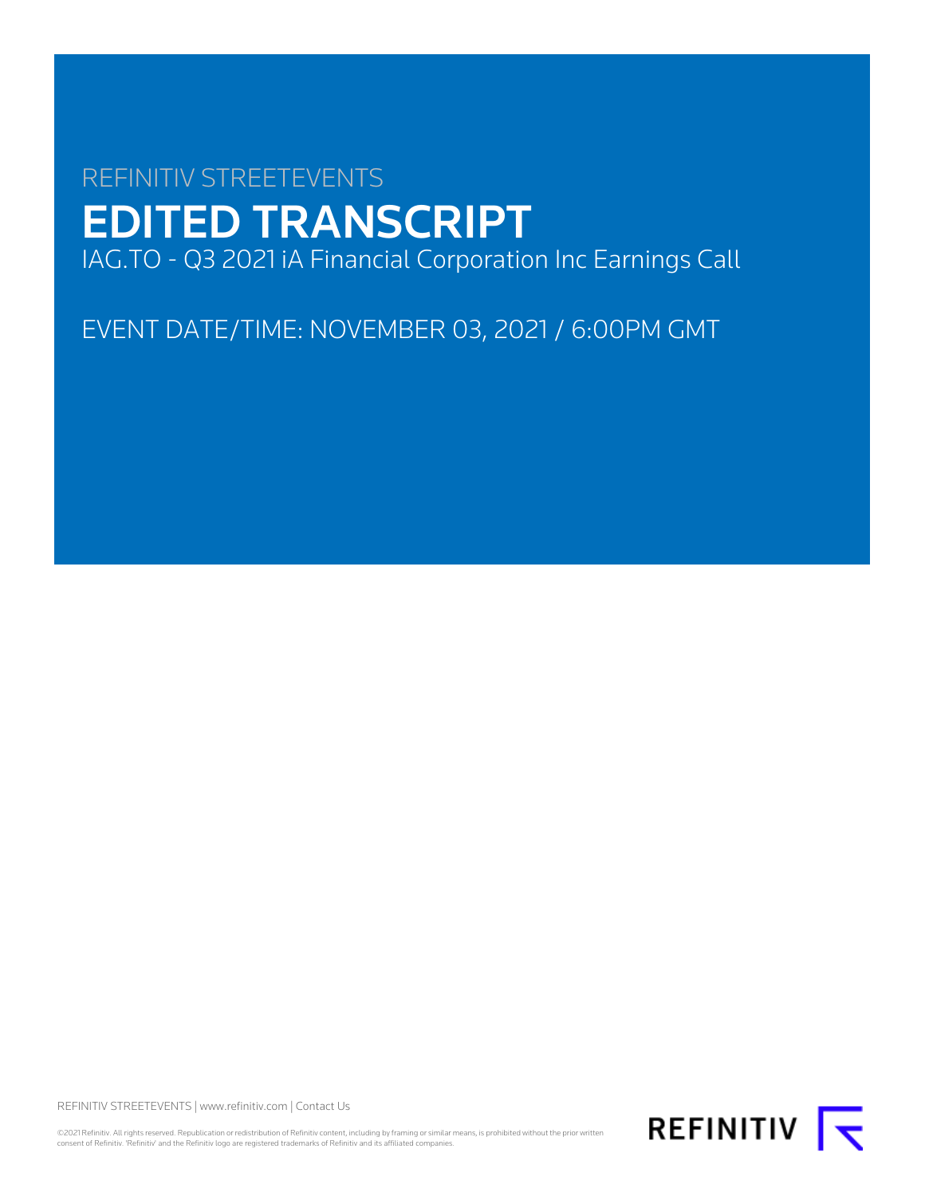REFINITIV STREETEVENTS

# EDITED TRANSCRIPT

IAG.TO - Q3 2021 iA Financial Corporation Inc Earnings Call

EVENT DATE/TIME: NOVEMBER 03, 2021 / 6:00PM GMT

REFINITIV STREETEVENTS | www.refinitiv.com | Contact Us

©2021 Refinitiv. All rights reserved. Republication or redistribution of Refinitiv content, including by framing or similar means, is prohibited without the prior written consent of Refinitiv. 'Refinitiv' and the Refinitiv logo are registered trademarks of Refinitiv and its affiliated companies.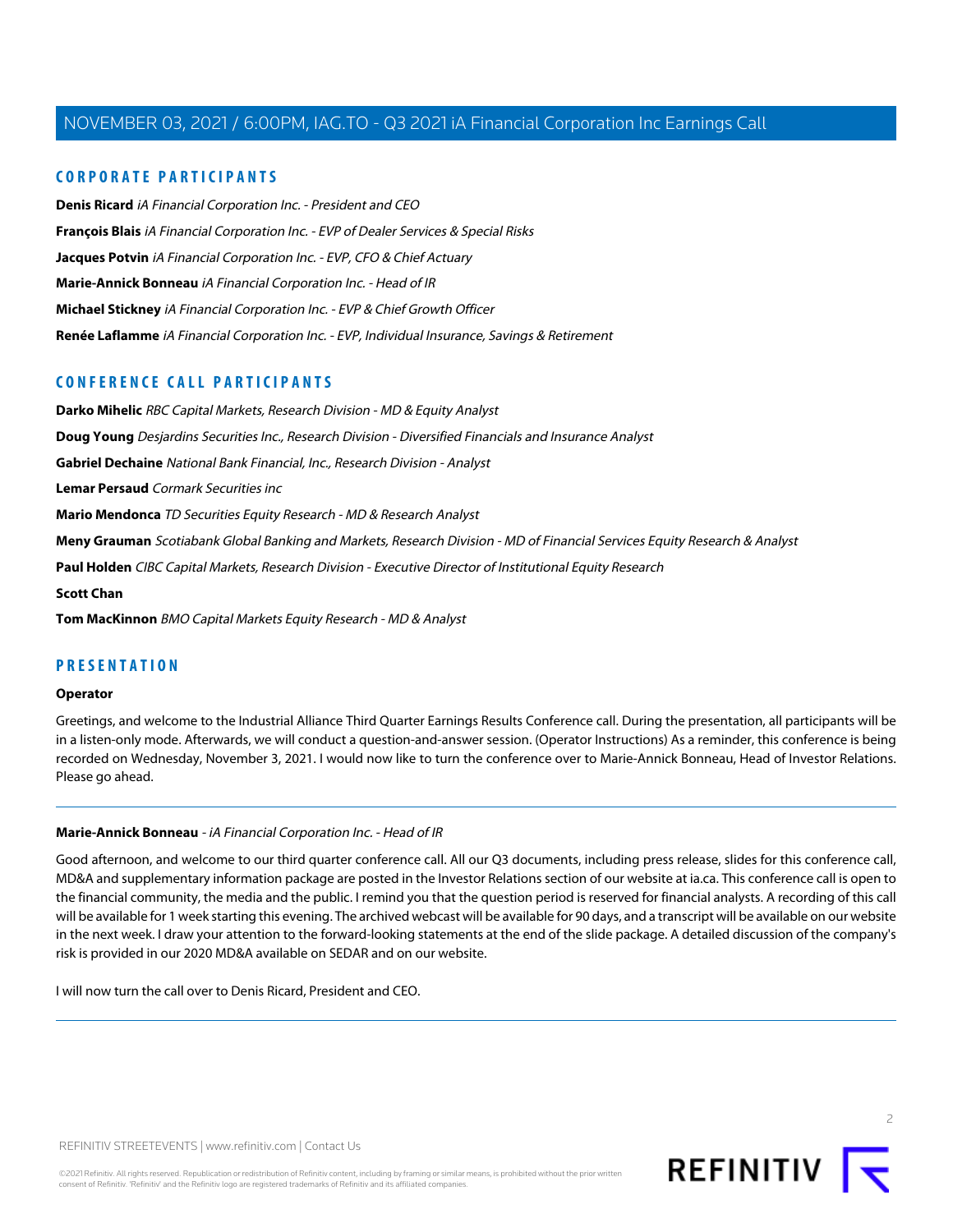## CORPORATE PARTICIPANTS

**Denis Ricard** *iA Financial Corporation Inc. - President and CEO*

**François Blais** *iA Financial Corporation Inc. - EVP of Dealer Services & Special Risks*

**Jacques Potvin** *iA Financial Corporation Inc. - EVP, CFO & Chief Actuary*

**Marie-Annick Bonneau** *iA Financial Corporation Inc. - Head of IR*

**Michael Stickney** *iA Financial Corporation Inc. - EVP & Chief Growth Officer*

**Renée Laflamme** *iA Financial Corporation Inc. - EVP, Individual Insurance, Savings & Retirement*

## CONFERENCE CALL PARTICIPANTS

**Darko Mihelic** *RBC Capital Markets, Research Division - MD & Equity Analyst*

**Doug Young** *Desjardins Securities Inc., Research Division - Diversified Financials and Insurance Analyst*

**Gabriel Dechaine** *National Bank Financial, Inc., Research Division - Analyst*

**Lemar Persaud** *Cormark Securities inc*

**Mario Mendonca** *TD Securities Equity Research - MD & Research Analyst*

**Meny Grauman** *Scotiabank Global Banking and Markets, Research Division - MD of Financial Services Equity Research & Analyst*

**Paul Holden** *CIBC Capital Markets, Research Division - Executive Director of Institutional Equity Research*

**Scott Chan**

**Tom MacKinnon** *BMO Capital Markets Equity Research - MD & Analyst*

## PRESENTATION

### Operator

Greetings, and welcome to the Industrial Alliance Third Quarter Earnings Results Conference call. During the presentation, all participants will be in a listen-only mode. Afterwards, we will conduct a question-and-answer session. (Operator Instructions) As a reminder, this conference is being recorded on Wednesday, November 3, 2021. I would now like to turn the conference over to Marie-Annick Bonneau, Head of Investor Relations. Please go ahead.

---

### Marie-Annick Bonneau - *iA Financial Corporation Inc. - Head of IR*

Good afternoon, and welcome to our third quarter conference call. All our Q3 documents, including press release, slides for this conference call, MD&A and supplementary information package are posted in the Investor Relations section of our website at ia.ca. This conference call is open to the financial community, the media and the public. I remind you that the question period is reserved for financial analysts. A recording of this call will be available for 1 week starting this evening. The archived webcast will be available for 90 days, and a transcript will be available on our website in the next week. I draw your attention to the forward-looking statements at the end of the slide package. A detailed discussion of the company's risk is provided in our 2020 MD&A available on SEDAR and on our website.

I will now turn the call over to Denis Ricard, President and CEO.

---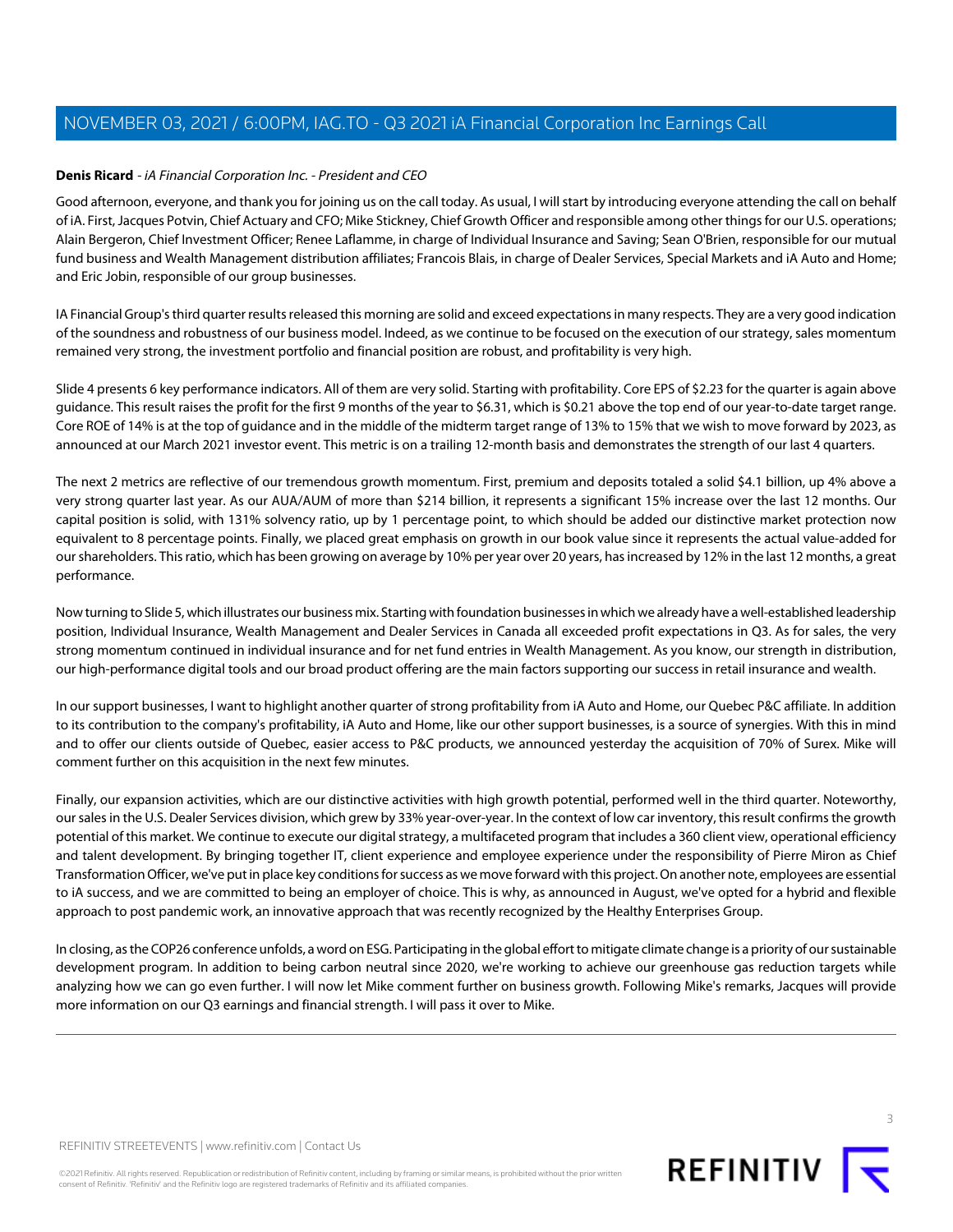**Denis Ricard** - *iA Financial Corporation Inc. - President and CEO*

Good afternoon, everyone, and thank you for joining us on the call today. As usual, I will start by introducing everyone attending the call on behalf of iA. First, Jacques Potvin, Chief Actuary and CFO; Mike Stickney, Chief Growth Officer and responsible among other things for our U.S. operations; Alain Bergeron, Chief Investment Officer; Renee Laflamme, in charge of Individual Insurance and Saving; Sean O'Brien, responsible for our mutual fund business and Wealth Management distribution affiliates; Francois Blais, in charge of Dealer Services, Special Markets and iA Auto and Home; and Eric Jobin, responsible of our group businesses.

IA Financial Group's third quarter results released this morning are solid and exceed expectations in many respects. They are a very good indication of the soundness and robustness of our business model. Indeed, as we continue to be focused on the execution of our strategy, sales momentum remained very strong, the investment portfolio and financial position are robust, and profitability is very high.

Slide 4 presents 6 key performance indicators. All of them are very solid. Starting with profitability. Core EPS of $2.23 for the quarter is again above guidance. This result raises the profit for the first 9 months of the year to $6.31, which is $0.21 above the top end of our year-to-date target range. Core ROE of 14% is at the top of guidance and in the middle of the midterm target range of 13% to 15% that we wish to move forward by 2023, as announced at our March 2021 investor event. This metric is on a trailing 12-month basis and demonstrates the strength of our last 4 quarters.

The next 2 metrics are reflective of our tremendous growth momentum. First, premium and deposits totaled a solid $4.1 billion, up 4% above a very strong quarter last year. As our AUA/AUM of more than $214 billion, it represents a significant 15% increase over the last 12 months. Our capital position is solid, with 131% solvency ratio, up by 1 percentage point, to which should be added our distinctive market protection now equivalent to 8 percentage points. Finally, we placed great emphasis on growth in our book value since it represents the actual value-added for our shareholders. This ratio, which has been growing on average by 10% per year over 20 years, has increased by 12% in the last 12 months, a great performance.

Now turning to Slide 5, which illustrates our business mix. Starting with foundation businesses in which we already have a well-established leadership position, Individual Insurance, Wealth Management and Dealer Services in Canada all exceeded profit expectations in Q3. As for sales, the very strong momentum continued in individual insurance and for net fund entries in Wealth Management. As you know, our strength in distribution, our high-performance digital tools and our broad product offering are the main factors supporting our success in retail insurance and wealth.

In our support businesses, I want to highlight another quarter of strong profitability from iA Auto and Home, our Quebec P&C affiliate. In addition to its contribution to the company's profitability, iA Auto and Home, like our other support businesses, is a source of synergies. With this in mind and to offer our clients outside of Quebec, easier access to P&C products, we announced yesterday the acquisition of 70% of Surex. Mike will comment further on this acquisition in the next few minutes.

Finally, our expansion activities, which are our distinctive activities with high growth potential, performed well in the third quarter. Noteworthy, our sales in the U.S. Dealer Services division, which grew by 33% year-over-year. In the context of low car inventory, this result confirms the growth potential of this market. We continue to execute our digital strategy, a multifaceted program that includes a 360 client view, operational efficiency and talent development. By bringing together IT, client experience and employee experience under the responsibility of Pierre Miron as Chief Transformation Officer, we've put in place key conditions for success as we move forward with this project. On another note, employees are essential to iA success, and we are committed to being an employer of choice. This is why, as announced in August, we've opted for a hybrid and flexible approach to post pandemic work, an innovative approach that was recently recognized by the Healthy Enterprises Group.

In closing, as the COP26 conference unfolds, a word on ESG. Participating in the global effort to mitigate climate change is a priority of our sustainable development program. In addition to being carbon neutral since 2020, we're working to achieve our greenhouse gas reduction targets while analyzing how we can go even further. I will now let Mike comment further on business growth. Following Mike's remarks, Jacques will provide more information on our Q3 earnings and financial strength. I will pass it over to Mike.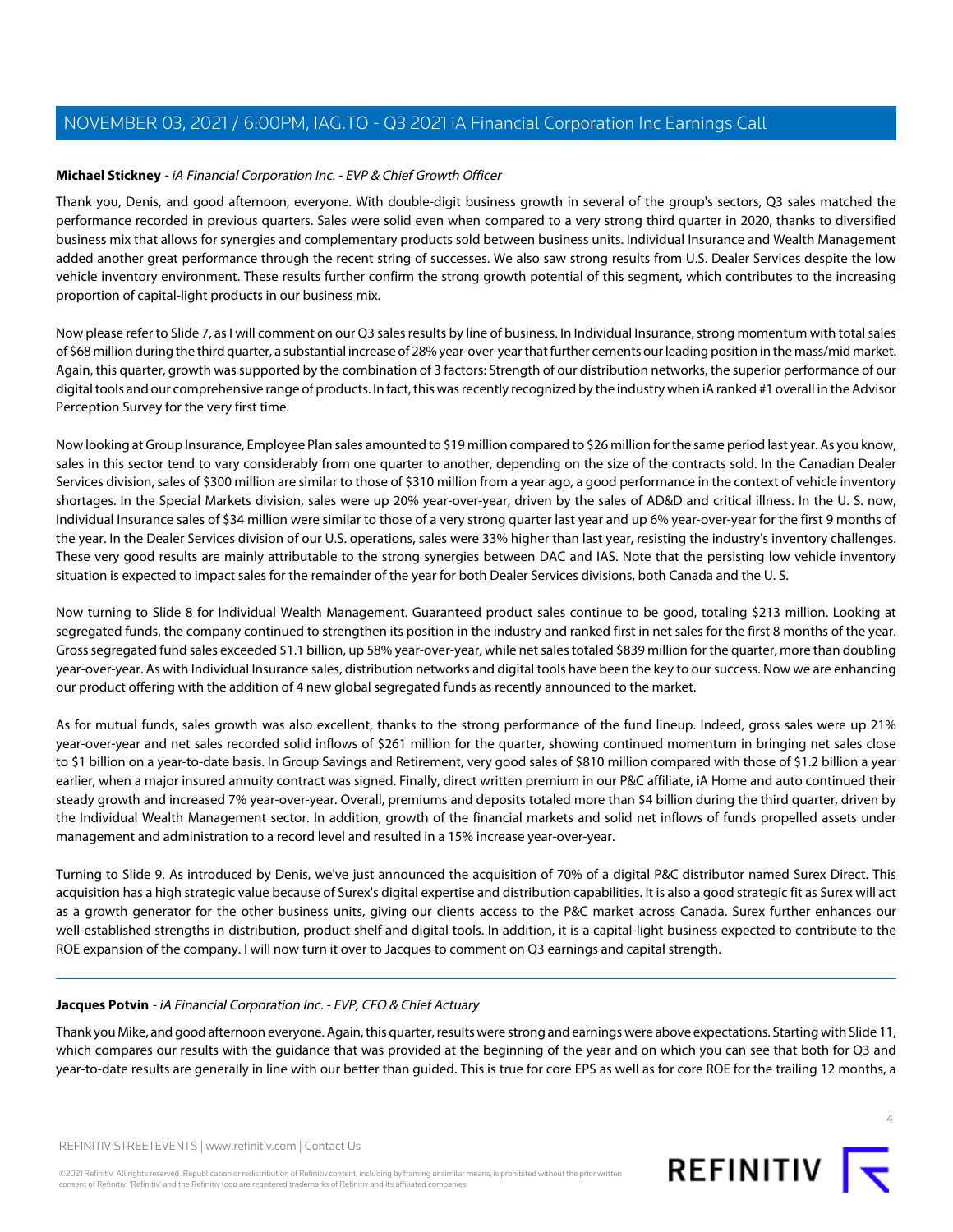**Michael Stickney** - *iA Financial Corporation Inc. - EVP & Chief Growth Officer*

Thank you, Denis, and good afternoon, everyone. With double-digit business growth in several of the group's sectors, Q3 sales matched the performance recorded in previous quarters. Sales were solid even when compared to a very strong third quarter in 2020, thanks to diversified business mix that allows for synergies and complementary products sold between business units. Individual Insurance and Wealth Management added another great performance through the recent string of successes. We also saw strong results from U.S. Dealer Services despite the low vehicle inventory environment. These results further confirm the strong growth potential of this segment, which contributes to the increasing proportion of capital-light products in our business mix.

Now please refer to Slide 7, as I will comment on our Q3 sales results by line of business. In Individual Insurance, strong momentum with total sales of $68 million during the third quarter, a substantial increase of 28% year-over-year that further cements our leading position in the mass/mid market. Again, this quarter, growth was supported by the combination of 3 factors: Strength of our distribution networks, the superior performance of our digital tools and our comprehensive range of products. In fact, this was recently recognized by the industry when iA ranked #1 overall in the Advisor Perception Survey for the very first time.

Now looking at Group Insurance, Employee Plan sales amounted to $19 million compared to $26 million for the same period last year. As you know, sales in this sector tend to vary considerably from one quarter to another, depending on the size of the contracts sold. In the Canadian Dealer Services division, sales of $300 million are similar to those of $310 million from a year ago, a good performance in the context of vehicle inventory shortages. In the Special Markets division, sales were up 20% year-over-year, driven by the sales of AD&D and critical illness. In the U. S. now, Individual Insurance sales of $34 million were similar to those of a very strong quarter last year and up 6% year-over-year for the first 9 months of the year. In the Dealer Services division of our U.S. operations, sales were 33% higher than last year, resisting the industry's inventory challenges. These very good results are mainly attributable to the strong synergies between DAC and IAS. Note that the persisting low vehicle inventory situation is expected to impact sales for the remainder of the year for both Dealer Services divisions, both Canada and the U. S.

Now turning to Slide 8 for Individual Wealth Management. Guaranteed product sales continue to be good, totaling $213 million. Looking at segregated funds, the company continued to strengthen its position in the industry and ranked first in net sales for the first 8 months of the year. Gross segregated fund sales exceeded $1.1 billion, up 58% year-over-year, while net sales totaled $839 million for the quarter, more than doubling year-over-year. As with Individual Insurance sales, distribution networks and digital tools have been the key to our success. Now we are enhancing our product offering with the addition of 4 new global segregated funds as recently announced to the market.

As for mutual funds, sales growth was also excellent, thanks to the strong performance of the fund lineup. Indeed, gross sales were up 21% year-over-year and net sales recorded solid inflows of $261 million for the quarter, showing continued momentum in bringing net sales close to $1 billion on a year-to-date basis. In Group Savings and Retirement, very good sales of $810 million compared with those of $1.2 billion a year earlier, when a major insured annuity contract was signed. Finally, direct written premium in our P&C affiliate, iA Home and auto continued their steady growth and increased 7% year-over-year. Overall, premiums and deposits totaled more than $4 billion during the third quarter, driven by the Individual Wealth Management sector. In addition, growth of the financial markets and solid net inflows of funds propelled assets under management and administration to a record level and resulted in a 15% increase year-over-year.

Turning to Slide 9. As introduced by Denis, we've just announced the acquisition of 70% of a digital P&C distributor named Surex Direct. This acquisition has a high strategic value because of Surex's digital expertise and distribution capabilities. It is also a good strategic fit as Surex will act as a growth generator for the other business units, giving our clients access to the P&C market across Canada. Surex further enhances our well-established strengths in distribution, product shelf and digital tools. In addition, it is a capital-light business expected to contribute to the ROE expansion of the company. I will now turn it over to Jacques to comment on Q3 earnings and capital strength.

---

**Jacques Potvin** - *iA Financial Corporation Inc. - EVP, CFO & Chief Actuary*

Thank you Mike, and good afternoon everyone. Again, this quarter, results were strong and earnings were above expectations. Starting with Slide 11, which compares our results with the guidance that was provided at the beginning of the year and on which you can see that both for Q3 and year-to-date results are generally in line with our better than guided. This is true for core EPS as well as for core ROE for the trailing 12 months, a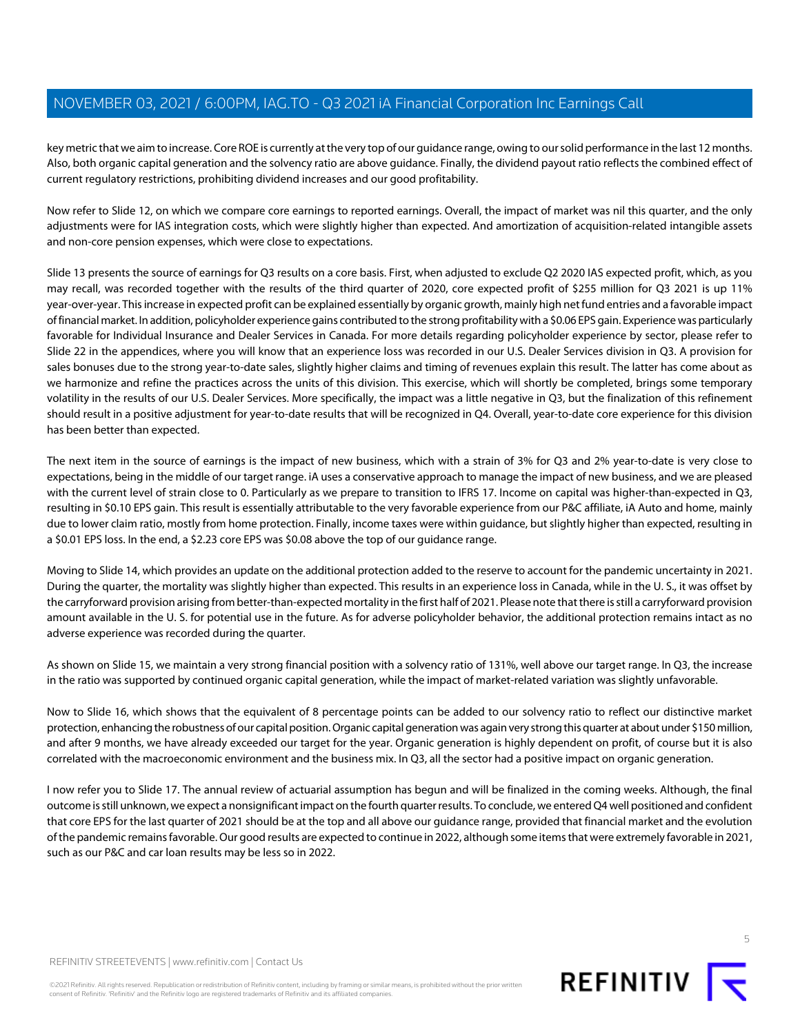key metric that we aim to increase. Core ROE is currently at the very top of our guidance range, owing to our solid performance in the last 12 months. Also, both organic capital generation and the solvency ratio are above guidance. Finally, the dividend payout ratio reflects the combined effect of current regulatory restrictions, prohibiting dividend increases and our good profitability.

Now refer to Slide 12, on which we compare core earnings to reported earnings. Overall, the impact of market was nil this quarter, and the only adjustments were for IAS integration costs, which were slightly higher than expected. And amortization of acquisition-related intangible assets and non-core pension expenses, which were close to expectations.

Slide 13 presents the source of earnings for Q3 results on a core basis. First, when adjusted to exclude Q2 2020 IAS expected profit, which, as you may recall, was recorded together with the results of the third quarter of 2020, core expected profit of $255 million for Q3 2021 is up 11% year-over-year. This increase in expected profit can be explained essentially by organic growth, mainly high net fund entries and a favorable impact of financial market. In addition, policyholder experience gains contributed to the strong profitability with a $0.06 EPS gain. Experience was particularly favorable for Individual Insurance and Dealer Services in Canada. For more details regarding policyholder experience by sector, please refer to Slide 22 in the appendices, where you will know that an experience loss was recorded in our U.S. Dealer Services division in Q3. A provision for sales bonuses due to the strong year-to-date sales, slightly higher claims and timing of revenues explain this result. The latter has come about as we harmonize and refine the practices across the units of this division. This exercise, which will shortly be completed, brings some temporary volatility in the results of our U.S. Dealer Services. More specifically, the impact was a little negative in Q3, but the finalization of this refinement should result in a positive adjustment for year-to-date results that will be recognized in Q4. Overall, year-to-date core experience for this division has been better than expected.

The next item in the source of earnings is the impact of new business, which with a strain of 3% for Q3 and 2% year-to-date is very close to expectations, being in the middle of our target range. iA uses a conservative approach to manage the impact of new business, and we are pleased with the current level of strain close to 0. Particularly as we prepare to transition to IFRS 17. Income on capital was higher-than-expected in Q3, resulting in $0.10 EPS gain. This result is essentially attributable to the very favorable experience from our P&C affiliate, iA Auto and home, mainly due to lower claim ratio, mostly from home protection. Finally, income taxes were within guidance, but slightly higher than expected, resulting in a $0.01 EPS loss. In the end, a $2.23 core EPS was $0.08 above the top of our guidance range.

Moving to Slide 14, which provides an update on the additional protection added to the reserve to account for the pandemic uncertainty in 2021. During the quarter, the mortality was slightly higher than expected. This results in an experience loss in Canada, while in the U. S., it was offset by the carryforward provision arising from better-than-expected mortality in the first half of 2021. Please note that there is still a carryforward provision amount available in the U. S. for potential use in the future. As for adverse policyholder behavior, the additional protection remains intact as no adverse experience was recorded during the quarter.

As shown on Slide 15, we maintain a very strong financial position with a solvency ratio of 131%, well above our target range. In Q3, the increase in the ratio was supported by continued organic capital generation, while the impact of market-related variation was slightly unfavorable.

Now to Slide 16, which shows that the equivalent of 8 percentage points can be added to our solvency ratio to reflect our distinctive market protection, enhancing the robustness of our capital position. Organic capital generation was again very strong this quarter at about under $150 million, and after 9 months, we have already exceeded our target for the year. Organic generation is highly dependent on profit, of course but it is also correlated with the macroeconomic environment and the business mix. In Q3, all the sector had a positive impact on organic generation.

I now refer you to Slide 17. The annual review of actuarial assumption has begun and will be finalized in the coming weeks. Although, the final outcome is still unknown, we expect a nonsignificant impact on the fourth quarter results. To conclude, we entered Q4 well positioned and confident that core EPS for the last quarter of 2021 should be at the top and all above our guidance range, provided that financial market and the evolution of the pandemic remains favorable. Our good results are expected to continue in 2022, although some items that were extremely favorable in 2021, such as our P&C and car loan results may be less so in 2022.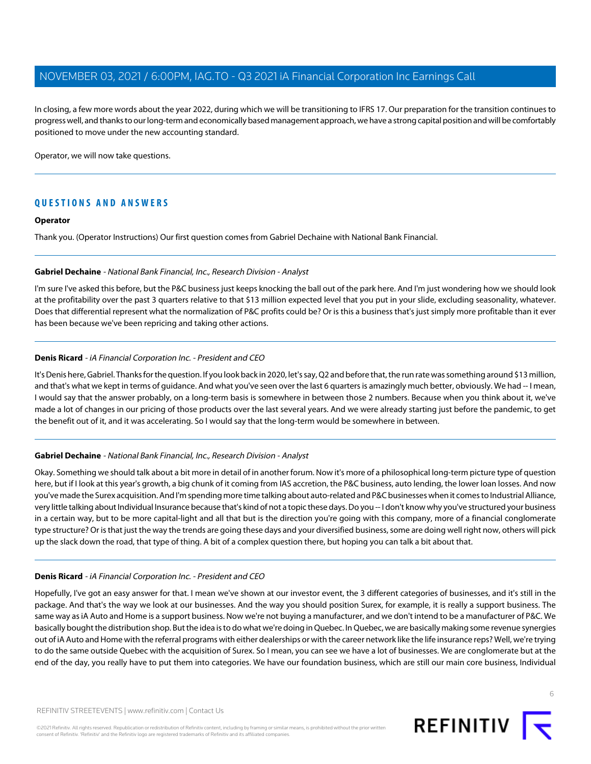In closing, a few more words about the year 2022, during which we will be transitioning to IFRS 17. Our preparation for the transition continues to progress well, and thanks to our long-term and economically based management approach, we have a strong capital position and will be comfortably positioned to move under the new accounting standard.

Operator, we will now take questions.

## QUESTIONS AND ANSWERS

**Operator**

Thank you. (Operator Instructions) Our first question comes from Gabriel Dechaine with National Bank Financial.

**Gabriel Dechaine** - *National Bank Financial, Inc., Research Division - Analyst*

I'm sure I've asked this before, but the P&C business just keeps knocking the ball out of the park here. And I'm just wondering how we should look at the profitability over the past 3 quarters relative to that $13 million expected level that you put in your slide, excluding seasonality, whatever. Does that differential represent what the normalization of P&C profits could be? Or is this a business that's just simply more profitable than it ever has been because we've been repricing and taking other actions.

**Denis Ricard** - *iA Financial Corporation Inc. - President and CEO*

It's Denis here, Gabriel. Thanks for the question. If you look back in 2020, let's say, Q2 and before that, the run rate was something around $13 million, and that's what we kept in terms of guidance. And what you've seen over the last 6 quarters is amazingly much better, obviously. We had -- I mean, I would say that the answer probably, on a long-term basis is somewhere in between those 2 numbers. Because when you think about it, we've made a lot of changes in our pricing of those products over the last several years. And we were already starting just before the pandemic, to get the benefit out of it, and it was accelerating. So I would say that the long-term would be somewhere in between.

**Gabriel Dechaine** - *National Bank Financial, Inc., Research Division - Analyst*

Okay. Something we should talk about a bit more in detail of in another forum. Now it's more of a philosophical long-term picture type of question here, but if I look at this year's growth, a big chunk of it coming from IAS accretion, the P&C business, auto lending, the lower loan losses. And now you've made the Surex acquisition. And I'm spending more time talking about auto-related and P&C businesses when it comes to Industrial Alliance, very little talking about Individual Insurance because that's kind of not a topic these days. Do you -- I don't know why you've structured your business in a certain way, but to be more capital-light and all that but is the direction you're going with this company, more of a financial conglomerate type structure? Or is that just the way the trends are going these days and your diversified business, some are doing well right now, others will pick up the slack down the road, that type of thing. A bit of a complex question there, but hoping you can talk a bit about that.

**Denis Ricard** - *iA Financial Corporation Inc. - President and CEO*

Hopefully, I've got an easy answer for that. I mean we've shown at our investor event, the 3 different categories of businesses, and it's still in the package. And that's the way we look at our businesses. And the way you should position Surex, for example, it is really a support business. The same way as iA Auto and Home is a support business. Now we're not buying a manufacturer, and we don't intend to be a manufacturer of P&C. We basically bought the distribution shop. But the idea is to do what we're doing in Quebec. In Quebec, we are basically making some revenue synergies out of iA Auto and Home with the referral programs with either dealerships or with the career network like the life insurance reps? Well, we're trying to do the same outside Quebec with the acquisition of Surex. So I mean, you can see we have a lot of businesses. We are conglomerate but at the end of the day, you really have to put them into categories. We have our foundation business, which are still our main core business, Individual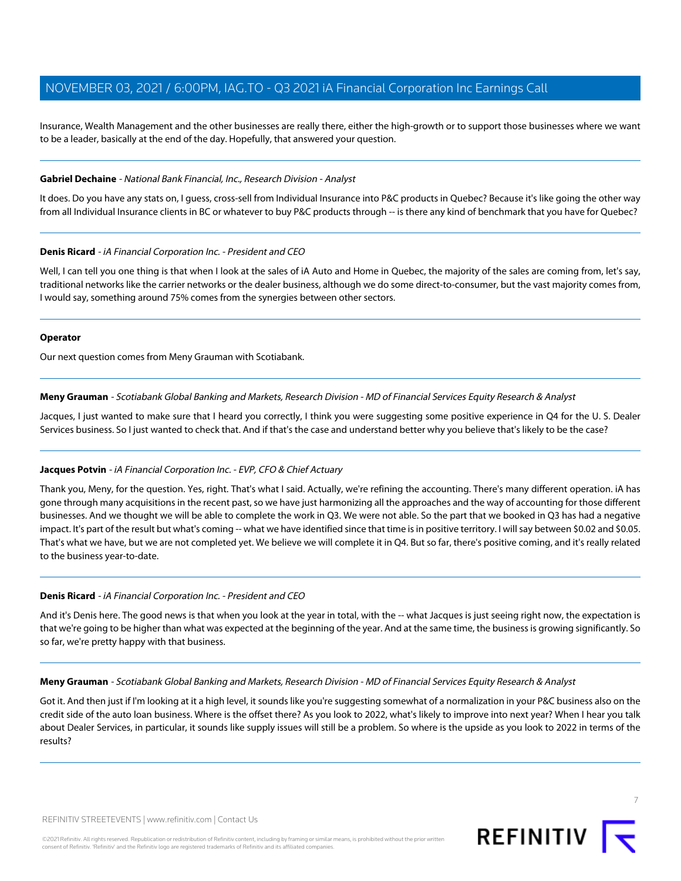Insurance, Wealth Management and the other businesses are really there, either the high-growth or to support those businesses where we want to be a leader, basically at the end of the day. Hopefully, that answered your question.

---

**Gabriel Dechaine** - *National Bank Financial, Inc., Research Division - Analyst*

It does. Do you have any stats on, I guess, cross-sell from Individual Insurance into P&C products in Quebec? Because it's like going the other way from all Individual Insurance clients in BC or whatever to buy P&C products through -- is there any kind of benchmark that you have for Quebec?

---

**Denis Ricard** - *iA Financial Corporation Inc. - President and CEO*

Well, I can tell you one thing is that when I look at the sales of iA Auto and Home in Quebec, the majority of the sales are coming from, let's say, traditional networks like the carrier networks or the dealer business, although we do some direct-to-consumer, but the vast majority comes from, I would say, something around 75% comes from the synergies between other sectors.

---

**Operator**

Our next question comes from Meny Grauman with Scotiabank.

---

**Meny Grauman** - *Scotiabank Global Banking and Markets, Research Division - MD of Financial Services Equity Research & Analyst*

Jacques, I just wanted to make sure that I heard you correctly, I think you were suggesting some positive experience in Q4 for the U. S. Dealer Services business. So I just wanted to check that. And if that's the case and understand better why you believe that's likely to be the case?

---

**Jacques Potvin** - *iA Financial Corporation Inc. - EVP, CFO & Chief Actuary*

Thank you, Meny, for the question. Yes, right. That's what I said. Actually, we're refining the accounting. There's many different operation. iA has gone through many acquisitions in the recent past, so we have just harmonizing all the approaches and the way of accounting for those different businesses. And we thought we will be able to complete the work in Q3. We were not able. So the part that we booked in Q3 has had a negative impact. It's part of the result but what's coming -- what we have identified since that time is in positive territory. I will say between $0.02 and $0.05. That's what we have, but we are not completed yet. We believe we will complete it in Q4. But so far, there's positive coming, and it's really related to the business year-to-date.

---

**Denis Ricard** - *iA Financial Corporation Inc. - President and CEO*

And it's Denis here. The good news is that when you look at the year in total, with the -- what Jacques is just seeing right now, the expectation is that we're going to be higher than what was expected at the beginning of the year. And at the same time, the business is growing significantly. So so far, we're pretty happy with that business.

---

**Meny Grauman** - *Scotiabank Global Banking and Markets, Research Division - MD of Financial Services Equity Research & Analyst*

Got it. And then just if I'm looking at it a high level, it sounds like you're suggesting somewhat of a normalization in your P&C business also on the credit side of the auto loan business. Where is the offset there? As you look to 2022, what's likely to improve into next year? When I hear you talk about Dealer Services, in particular, it sounds like supply issues will still be a problem. So where is the upside as you look to 2022 in terms of the results?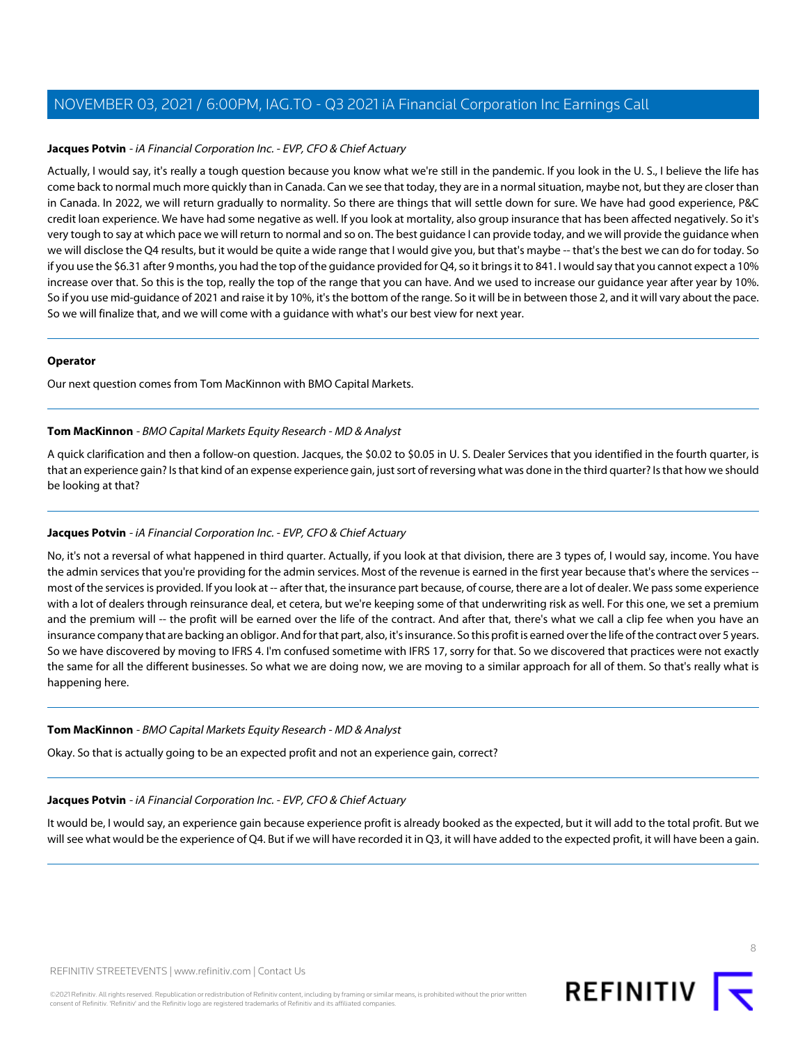**Jacques Potvin** - *iA Financial Corporation Inc. - EVP, CFO & Chief Actuary*

Actually, I would say, it's really a tough question because you know what we're still in the pandemic. If you look in the U. S., I believe the life has come back to normal much more quickly than in Canada. Can we see that today, they are in a normal situation, maybe not, but they are closer than in Canada. In 2022, we will return gradually to normality. So there are things that will settle down for sure. We have had good experience, P&C credit loan experience. We have had some negative as well. If you look at mortality, also group insurance that has been affected negatively. So it's very tough to say at which pace we will return to normal and so on. The best guidance I can provide today, and we will provide the guidance when we will disclose the Q4 results, but it would be quite a wide range that I would give you, but that's maybe -- that's the best we can do for today. So if you use the $6.31 after 9 months, you had the top of the guidance provided for Q4, so it brings it to 841. I would say that you cannot expect a 10% increase over that. So this is the top, really the top of the range that you can have. And we used to increase our guidance year after year by 10%. So if you use mid-guidance of 2021 and raise it by 10%, it's the bottom of the range. So it will be in between those 2, and it will vary about the pace. So we will finalize that, and we will come with a guidance with what's our best view for next year.

---

**Operator**

Our next question comes from Tom MacKinnon with BMO Capital Markets.

---

**Tom MacKinnon** - *BMO Capital Markets Equity Research - MD & Analyst*

A quick clarification and then a follow-on question. Jacques, the $0.02 to $0.05 in U. S. Dealer Services that you identified in the fourth quarter, is that an experience gain? Is that kind of an expense experience gain, just sort of reversing what was done in the third quarter? Is that how we should be looking at that?

---

**Jacques Potvin** - *iA Financial Corporation Inc. - EVP, CFO & Chief Actuary*

No, it's not a reversal of what happened in third quarter. Actually, if you look at that division, there are 3 types of, I would say, income. You have the admin services that you're providing for the admin services. Most of the revenue is earned in the first year because that's where the services -- most of the services is provided. If you look at -- after that, the insurance part because, of course, there are a lot of dealer. We pass some experience with a lot of dealers through reinsurance deal, et cetera, but we're keeping some of that underwriting risk as well. For this one, we set a premium and the premium will -- the profit will be earned over the life of the contract. And after that, there's what we call a clip fee when you have an insurance company that are backing an obligor. And for that part, also, it's insurance. So this profit is earned over the life of the contract over 5 years. So we have discovered by moving to IFRS 4. I'm confused sometime with IFRS 17, sorry for that. So we discovered that practices were not exactly the same for all the different businesses. So what we are doing now, we are moving to a similar approach for all of them. So that's really what is happening here.

---

**Tom MacKinnon** - *BMO Capital Markets Equity Research - MD & Analyst*

Okay. So that is actually going to be an expected profit and not an experience gain, correct?

---

**Jacques Potvin** - *iA Financial Corporation Inc. - EVP, CFO & Chief Actuary*

It would be, I would say, an experience gain because experience profit is already booked as the expected, but it will add to the total profit. But we will see what would be the experience of Q4. But if we will have recorded it in Q3, it will have added to the expected profit, it will have been a gain.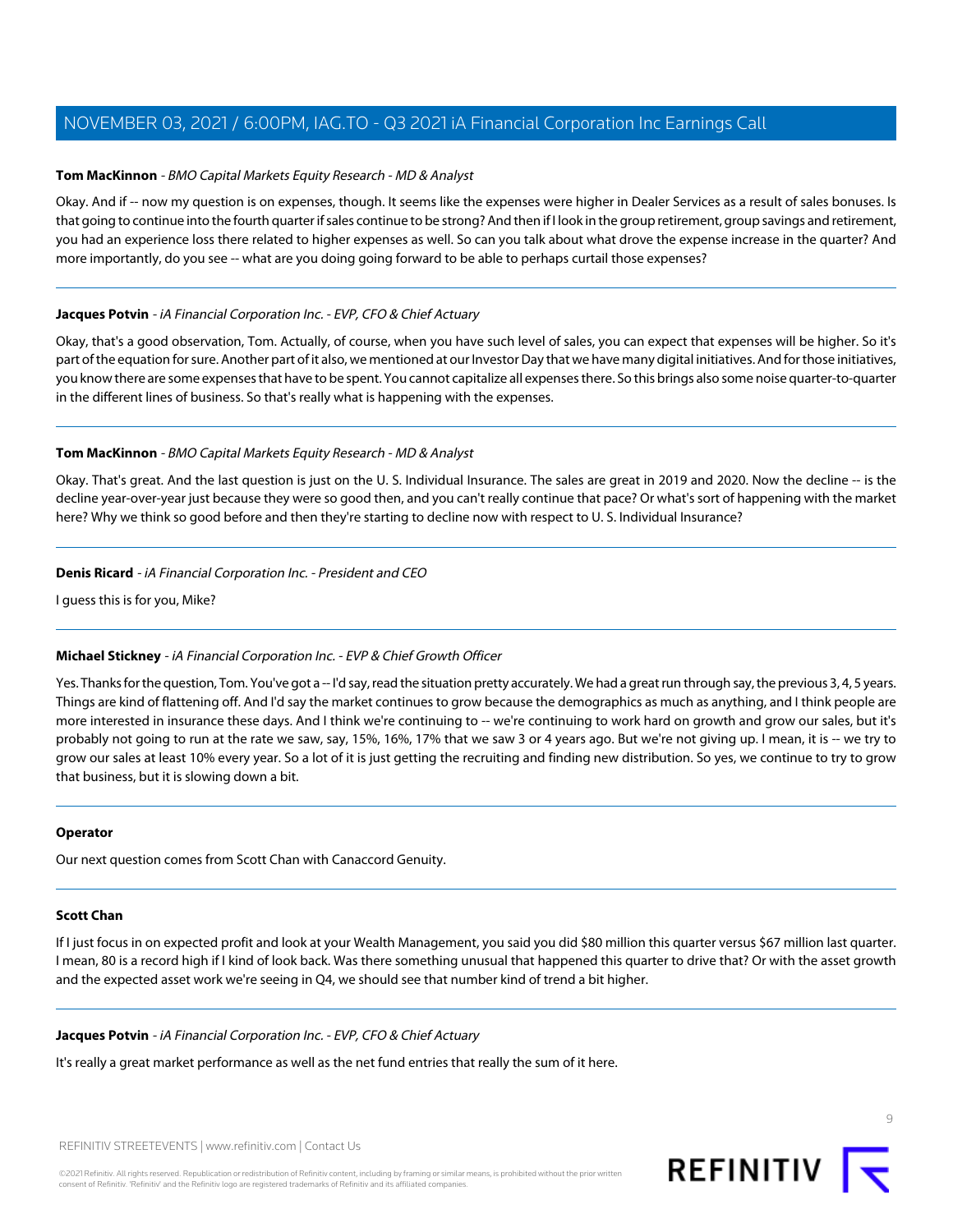**Tom MacKinnon** - *BMO Capital Markets Equity Research - MD & Analyst*

Okay. And if -- now my question is on expenses, though. It seems like the expenses were higher in Dealer Services as a result of sales bonuses. Is that going to continue into the fourth quarter if sales continue to be strong? And then if I look in the group retirement, group savings and retirement, you had an experience loss there related to higher expenses as well. So can you talk about what drove the expense increase in the quarter? And more importantly, do you see -- what are you doing going forward to be able to perhaps curtail those expenses?

---

**Jacques Potvin** - *iA Financial Corporation Inc. - EVP, CFO & Chief Actuary*

Okay, that's a good observation, Tom. Actually, of course, when you have such level of sales, you can expect that expenses will be higher. So it's part of the equation for sure. Another part of it also, we mentioned at our Investor Day that we have many digital initiatives. And for those initiatives, you know there are some expenses that have to be spent. You cannot capitalize all expenses there. So this brings also some noise quarter-to-quarter in the different lines of business. So that's really what is happening with the expenses.

---

**Tom MacKinnon** - *BMO Capital Markets Equity Research - MD & Analyst*

Okay. That's great. And the last question is just on the U. S. Individual Insurance. The sales are great in 2019 and 2020. Now the decline -- is the decline year-over-year just because they were so good then, and you can't really continue that pace? Or what's sort of happening with the market here? Why we think so good before and then they're starting to decline now with respect to U. S. Individual Insurance?

---

**Denis Ricard** - *iA Financial Corporation Inc. - President and CEO*

I guess this is for you, Mike?

---

**Michael Stickney** - *iA Financial Corporation Inc. - EVP & Chief Growth Officer*

Yes. Thanks for the question, Tom. You've got a -- I'd say, read the situation pretty accurately. We had a great run through say, the previous 3, 4, 5 years. Things are kind of flattening off. And I'd say the market continues to grow because the demographics as much as anything, and I think people are more interested in insurance these days. And I think we're continuing to -- we're continuing to work hard on growth and grow our sales, but it's probably not going to run at the rate we saw, say, 15%, 16%, 17% that we saw 3 or 4 years ago. But we're not giving up. I mean, it is -- we try to grow our sales at least 10% every year. So a lot of it is just getting the recruiting and finding new distribution. So yes, we continue to try to grow that business, but it is slowing down a bit.

---

**Operator**

Our next question comes from Scott Chan with Canaccord Genuity.

---

**Scott Chan**

If I just focus in on expected profit and look at your Wealth Management, you said you did $80 million this quarter versus $67 million last quarter. I mean, 80 is a record high if I kind of look back. Was there something unusual that happened this quarter to drive that? Or with the asset growth and the expected asset work we're seeing in Q4, we should see that number kind of trend a bit higher.

---

**Jacques Potvin** - *iA Financial Corporation Inc. - EVP, CFO & Chief Actuary*

It's really a great market performance as well as the net fund entries that really the sum of it here.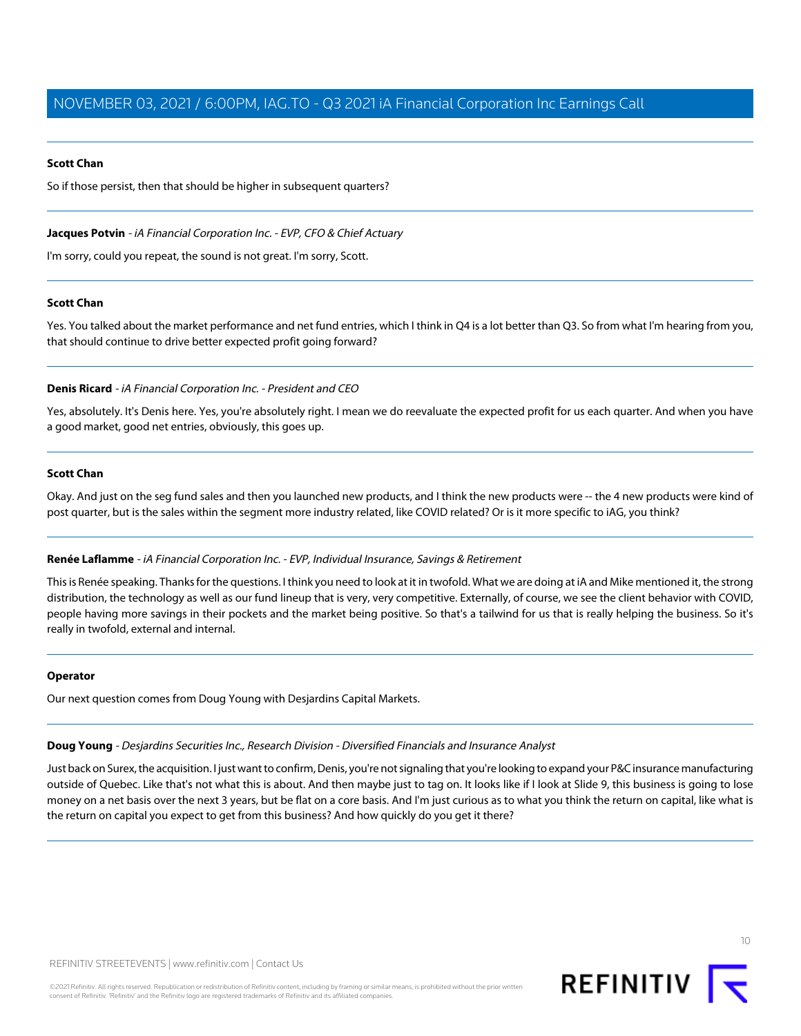**Scott Chan**

So if those persist, then that should be higher in subsequent quarters?

---

**Jacques Potvin** - *iA Financial Corporation Inc. - EVP, CFO & Chief Actuary*

I'm sorry, could you repeat, the sound is not great. I'm sorry, Scott.

---

**Scott Chan**

Yes. You talked about the market performance and net fund entries, which I think in Q4 is a lot better than Q3. So from what I'm hearing from you, that should continue to drive better expected profit going forward?

---

**Denis Ricard** - *iA Financial Corporation Inc. - President and CEO*

Yes, absolutely. It's Denis here. Yes, you're absolutely right. I mean we do reevaluate the expected profit for us each quarter. And when you have a good market, good net entries, obviously, this goes up.

---

**Scott Chan**

Okay. And just on the seg fund sales and then you launched new products, and I think the new products were -- the 4 new products were kind of post quarter, but is the sales within the segment more industry related, like COVID related? Or is it more specific to iAG, you think?

---

**Renée Laflamme** - *iA Financial Corporation Inc. - EVP, Individual Insurance, Savings & Retirement*

This is Renée speaking. Thanks for the questions. I think you need to look at it in twofold. What we are doing at iA and Mike mentioned it, the strong distribution, the technology as well as our fund lineup that is very, very competitive. Externally, of course, we see the client behavior with COVID, people having more savings in their pockets and the market being positive. So that's a tailwind for us that is really helping the business. So it's really in twofold, external and internal.

---

**Operator**

Our next question comes from Doug Young with Desjardins Capital Markets.

---

**Doug Young** - *Desjardins Securities Inc., Research Division - Diversified Financials and Insurance Analyst*

Just back on Surex, the acquisition. I just want to confirm, Denis, you're not signaling that you're looking to expand your P&C insurance manufacturing outside of Quebec. Like that's not what this is about. And then maybe just to tag on. It looks like if I look at Slide 9, this business is going to lose money on a net basis over the next 3 years, but be flat on a core basis. And I'm just curious as to what you think the return on capital, like what is the return on capital you expect to get from this business? And how quickly do you get it there?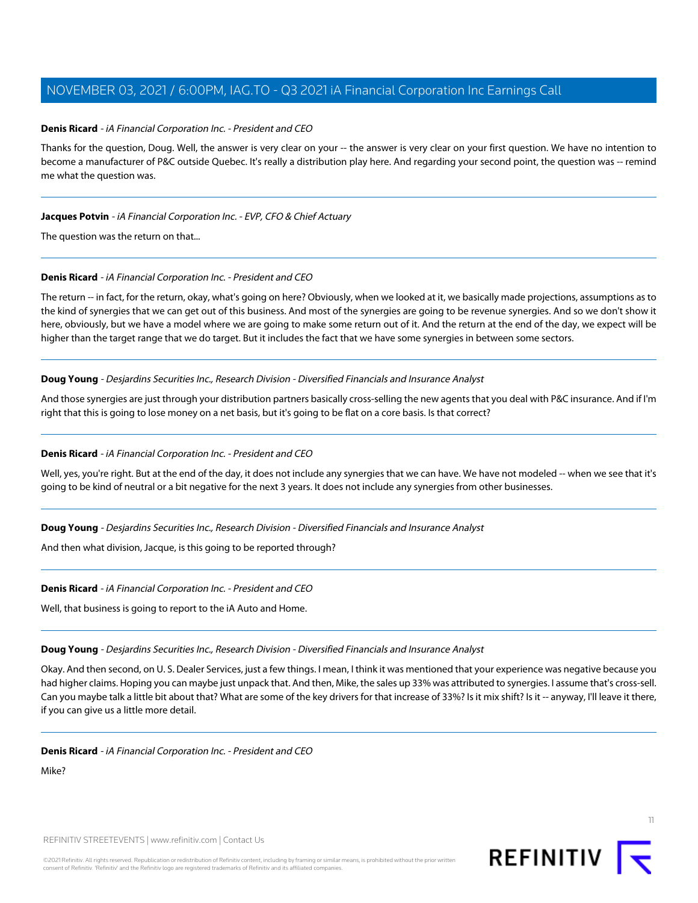**Denis Ricard** - *iA Financial Corporation Inc. - President and CEO*

Thanks for the question, Doug. Well, the answer is very clear on your -- the answer is very clear on your first question. We have no intention to become a manufacturer of P&C outside Quebec. It's really a distribution play here. And regarding your second point, the question was -- remind me what the question was.

---

**Jacques Potvin** - *iA Financial Corporation Inc. - EVP, CFO & Chief Actuary*

The question was the return on that...

---

**Denis Ricard** - *iA Financial Corporation Inc. - President and CEO*

The return -- in fact, for the return, okay, what's going on here? Obviously, when we looked at it, we basically made projections, assumptions as to the kind of synergies that we can get out of this business. And most of the synergies are going to be revenue synergies. And so we don't show it here, obviously, but we have a model where we are going to make some return out of it. And the return at the end of the day, we expect will be higher than the target range that we do target. But it includes the fact that we have some synergies in between some sectors.

---

**Doug Young** - *Desjardins Securities Inc., Research Division - Diversified Financials and Insurance Analyst*

And those synergies are just through your distribution partners basically cross-selling the new agents that you deal with P&C insurance. And if I'm right that this is going to lose money on a net basis, but it's going to be flat on a core basis. Is that correct?

---

**Denis Ricard** - *iA Financial Corporation Inc. - President and CEO*

Well, yes, you're right. But at the end of the day, it does not include any synergies that we can have. We have not modeled -- when we see that it's going to be kind of neutral or a bit negative for the next 3 years. It does not include any synergies from other businesses.

---

**Doug Young** - *Desjardins Securities Inc., Research Division - Diversified Financials and Insurance Analyst*

And then what division, Jacque, is this going to be reported through?

---

**Denis Ricard** - *iA Financial Corporation Inc. - President and CEO*

Well, that business is going to report to the iA Auto and Home.

---

**Doug Young** - *Desjardins Securities Inc., Research Division - Diversified Financials and Insurance Analyst*

Okay. And then second, on U. S. Dealer Services, just a few things. I mean, I think it was mentioned that your experience was negative because you had higher claims. Hoping you can maybe just unpack that. And then, Mike, the sales up 33% was attributed to synergies. I assume that's cross-sell. Can you maybe talk a little bit about that? What are some of the key drivers for that increase of 33%? Is it mix shift? Is it -- anyway, I'll leave it there, if you can give us a little more detail.

---

**Denis Ricard** - *iA Financial Corporation Inc. - President and CEO*

Mike?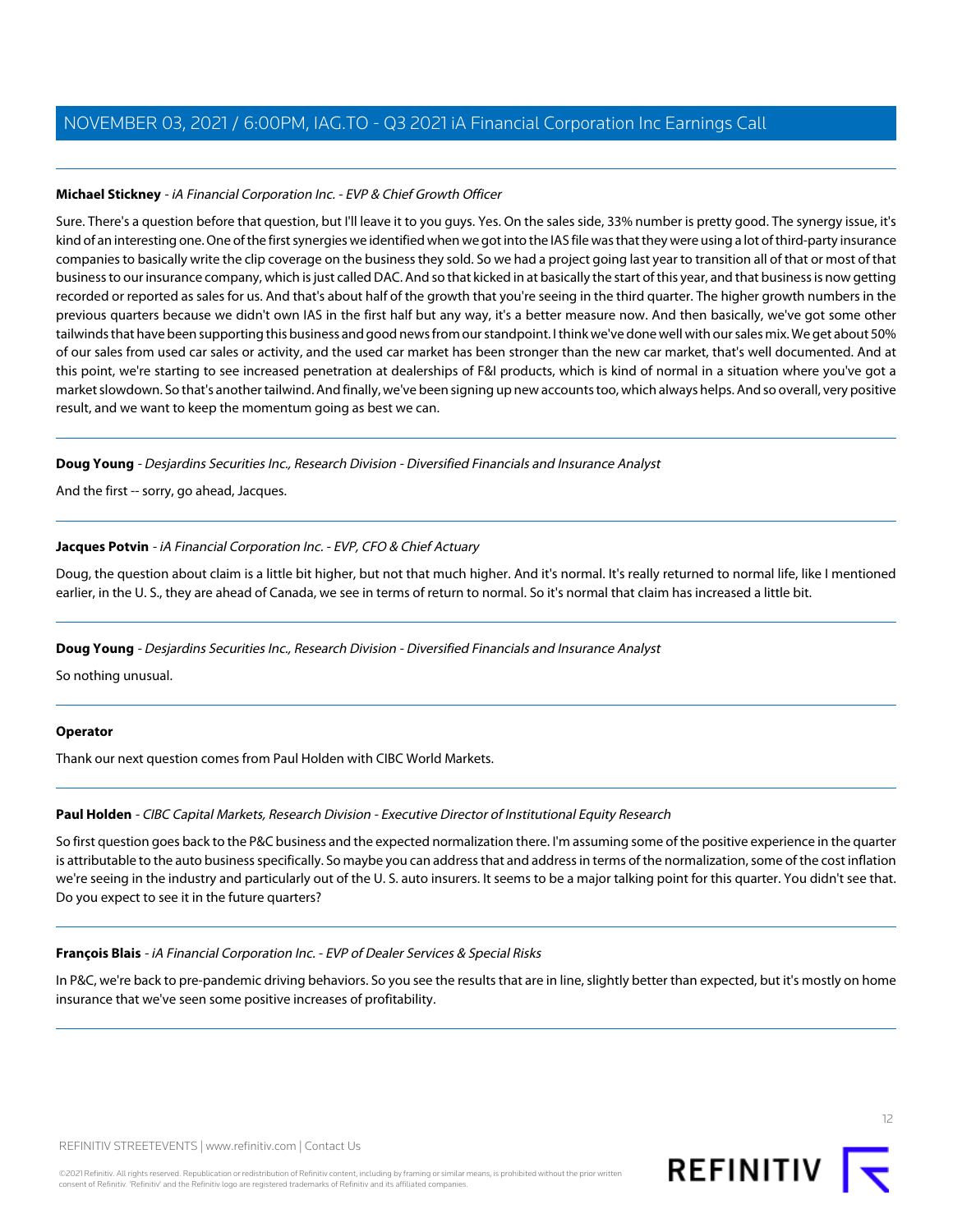**Michael Stickney** - *iA Financial Corporation Inc. - EVP & Chief Growth Officer*

Sure. There's a question before that question, but I'll leave it to you guys. Yes. On the sales side, 33% number is pretty good. The synergy issue, it's kind of an interesting one. One of the first synergies we identified when we got into the IAS file was that they were using a lot of third-party insurance companies to basically write the clip coverage on the business they sold. So we had a project going last year to transition all of that or most of that business to our insurance company, which is just called DAC. And so that kicked in at basically the start of this year, and that business is now getting recorded or reported as sales for us. And that's about half of the growth that you're seeing in the third quarter. The higher growth numbers in the previous quarters because we didn't own IAS in the first half but any way, it's a better measure now. And then basically, we've got some other tailwinds that have been supporting this business and good news from our standpoint. I think we've done well with our sales mix. We get about 50% of our sales from used car sales or activity, and the used car market has been stronger than the new car market, that's well documented. And at this point, we're starting to see increased penetration at dealerships of F&I products, which is kind of normal in a situation where you've got a market slowdown. So that's another tailwind. And finally, we've been signing up new accounts too, which always helps. And so overall, very positive result, and we want to keep the momentum going as best we can.

---

**Doug Young** - *Desjardins Securities Inc., Research Division - Diversified Financials and Insurance Analyst*

And the first -- sorry, go ahead, Jacques.

---

**Jacques Potvin** - *iA Financial Corporation Inc. - EVP, CFO & Chief Actuary*

Doug, the question about claim is a little bit higher, but not that much higher. And it's normal. It's really returned to normal life, like I mentioned earlier, in the U. S., they are ahead of Canada, we see in terms of return to normal. So it's normal that claim has increased a little bit.

---

**Doug Young** - *Desjardins Securities Inc., Research Division - Diversified Financials and Insurance Analyst*

So nothing unusual.

---

**Operator**

Thank our next question comes from Paul Holden with CIBC World Markets.

---

**Paul Holden** - *CIBC Capital Markets, Research Division - Executive Director of Institutional Equity Research*

So first question goes back to the P&C business and the expected normalization there. I'm assuming some of the positive experience in the quarter is attributable to the auto business specifically. So maybe you can address that and address in terms of the normalization, some of the cost inflation we're seeing in the industry and particularly out of the U. S. auto insurers. It seems to be a major talking point for this quarter. You didn't see that. Do you expect to see it in the future quarters?

---

**François Blais** - *iA Financial Corporation Inc. - EVP of Dealer Services & Special Risks*

In P&C, we're back to pre-pandemic driving behaviors. So you see the results that are in line, slightly better than expected, but it's mostly on home insurance that we've seen some positive increases of profitability.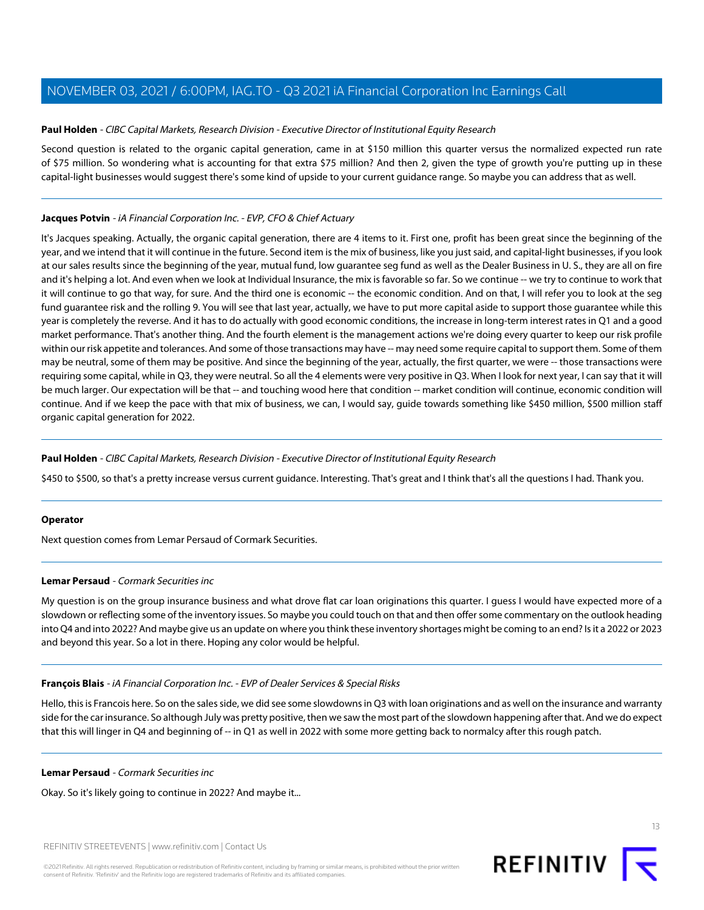**Paul Holden** - *CIBC Capital Markets, Research Division - Executive Director of Institutional Equity Research*

Second question is related to the organic capital generation, came in at $150 million this quarter versus the normalized expected run rate of $75 million. So wondering what is accounting for that extra $75 million? And then 2, given the type of growth you're putting up in these capital-light businesses would suggest there's some kind of upside to your current guidance range. So maybe you can address that as well.

---

**Jacques Potvin** - *iA Financial Corporation Inc. - EVP, CFO & Chief Actuary*

It's Jacques speaking. Actually, the organic capital generation, there are 4 items to it. First one, profit has been great since the beginning of the year, and we intend that it will continue in the future. Second item is the mix of business, like you just said, and capital-light businesses, if you look at our sales results since the beginning of the year, mutual fund, low guarantee seg fund as well as the Dealer Business in U. S., they are all on fire and it's helping a lot. And even when we look at Individual Insurance, the mix is favorable so far. So we continue -- we try to continue to work that it will continue to go that way, for sure. And the third one is economic -- the economic condition. And on that, I will refer you to look at the seg fund guarantee risk and the rolling 9. You will see that last year, actually, we have to put more capital aside to support those guarantee while this year is completely the reverse. And it has to do actually with good economic conditions, the increase in long-term interest rates in Q1 and a good market performance. That's another thing. And the fourth element is the management actions we're doing every quarter to keep our risk profile within our risk appetite and tolerances. And some of those transactions may have -- may need some require capital to support them. Some of them may be neutral, some of them may be positive. And since the beginning of the year, actually, the first quarter, we were -- those transactions were requiring some capital, while in Q3, they were neutral. So all the 4 elements were very positive in Q3. When I look for next year, I can say that it will be much larger. Our expectation will be that -- and touching wood here that condition -- market condition will continue, economic condition will continue. And if we keep the pace with that mix of business, we can, I would say, guide towards something like $450 million, $500 million staff organic capital generation for 2022.

---

**Paul Holden** - *CIBC Capital Markets, Research Division - Executive Director of Institutional Equity Research*

$450 to $500, so that's a pretty increase versus current guidance. Interesting. That's great and I think that's all the questions I had. Thank you.

---

**Operator**

Next question comes from Lemar Persaud of Cormark Securities.

---

**Lemar Persaud** - *Cormark Securities inc*

My question is on the group insurance business and what drove flat car loan originations this quarter. I guess I would have expected more of a slowdown or reflecting some of the inventory issues. So maybe you could touch on that and then offer some commentary on the outlook heading into Q4 and into 2022? And maybe give us an update on where you think these inventory shortages might be coming to an end? Is it a 2022 or 2023 and beyond this year. So a lot in there. Hoping any color would be helpful.

---

**François Blais** - *iA Financial Corporation Inc. - EVP of Dealer Services & Special Risks*

Hello, this is Francois here. So on the sales side, we did see some slowdowns in Q3 with loan originations and as well on the insurance and warranty side for the car insurance. So although July was pretty positive, then we saw the most part of the slowdown happening after that. And we do expect that this will linger in Q4 and beginning of -- in Q1 as well in 2022 with some more getting back to normalcy after this rough patch.

---

**Lemar Persaud** - *Cormark Securities inc*

Okay. So it's likely going to continue in 2022? And maybe it...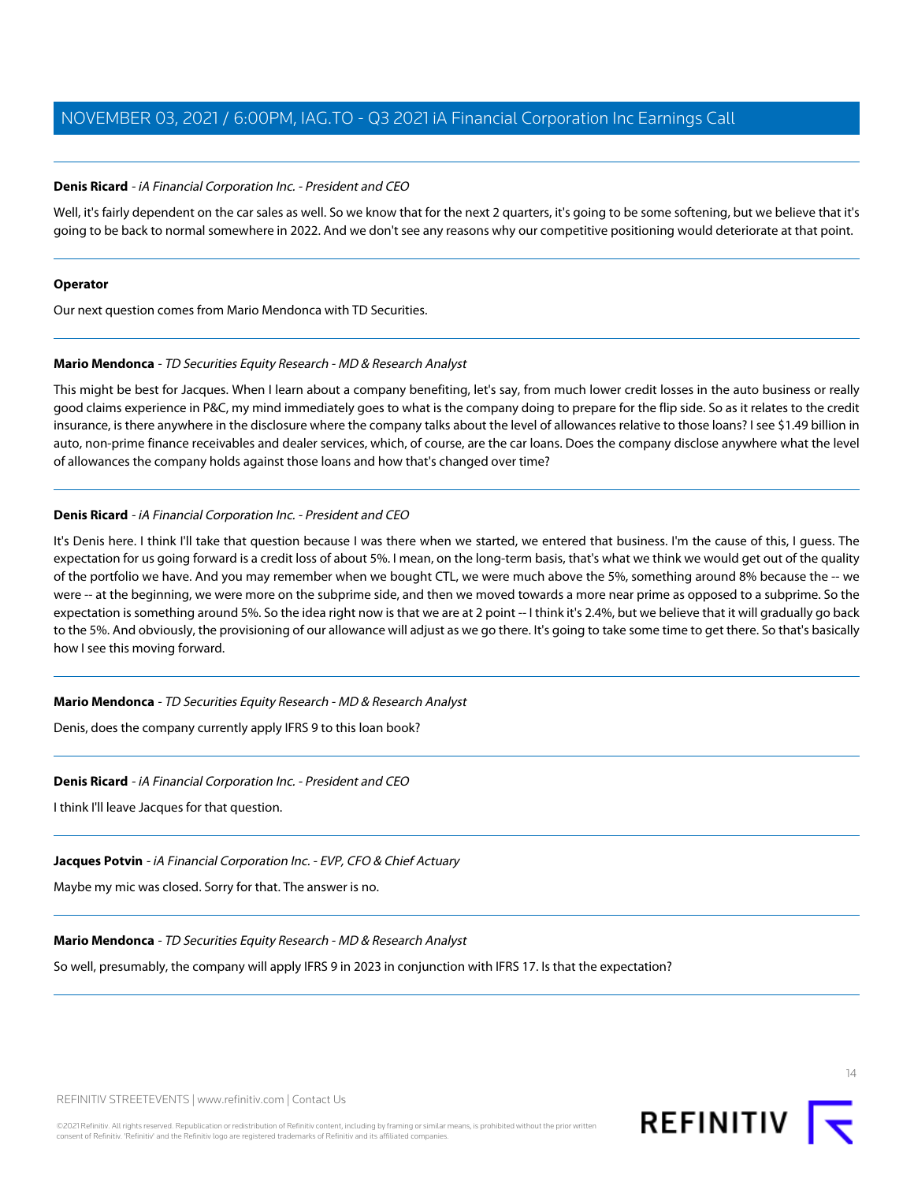**Denis Ricard** - *iA Financial Corporation Inc. - President and CEO*

Well, it's fairly dependent on the car sales as well. So we know that for the next 2 quarters, it's going to be some softening, but we believe that it's going to be back to normal somewhere in 2022. And we don't see any reasons why our competitive positioning would deteriorate at that point.

---

**Operator**

Our next question comes from Mario Mendonca with TD Securities.

---

**Mario Mendonca** - *TD Securities Equity Research - MD & Research Analyst*

This might be best for Jacques. When I learn about a company benefiting, let's say, from much lower credit losses in the auto business or really good claims experience in P&C, my mind immediately goes to what is the company doing to prepare for the flip side. So as it relates to the credit insurance, is there anywhere in the disclosure where the company talks about the level of allowances relative to those loans? I see $1.49 billion in auto, non-prime finance receivables and dealer services, which, of course, are the car loans. Does the company disclose anywhere what the level of allowances the company holds against those loans and how that's changed over time?

---

**Denis Ricard** - *iA Financial Corporation Inc. - President and CEO*

It's Denis here. I think I'll take that question because I was there when we started, we entered that business. I'm the cause of this, I guess. The expectation for us going forward is a credit loss of about 5%. I mean, on the long-term basis, that's what we think we would get out of the quality of the portfolio we have. And you may remember when we bought CTL, we were much above the 5%, something around 8% because the -- we were -- at the beginning, we were more on the subprime side, and then we moved towards a more near prime as opposed to a subprime. So the expectation is something around 5%. So the idea right now is that we are at 2 point -- I think it's 2.4%, but we believe that it will gradually go back to the 5%. And obviously, the provisioning of our allowance will adjust as we go there. It's going to take some time to get there. So that's basically how I see this moving forward.

---

**Mario Mendonca** - *TD Securities Equity Research - MD & Research Analyst*

Denis, does the company currently apply IFRS 9 to this loan book?

---

**Denis Ricard** - *iA Financial Corporation Inc. - President and CEO*

I think I'll leave Jacques for that question.

---

**Jacques Potvin** - *iA Financial Corporation Inc. - EVP, CFO & Chief Actuary*

Maybe my mic was closed. Sorry for that. The answer is no.

---

**Mario Mendonca** - *TD Securities Equity Research - MD & Research Analyst*

So well, presumably, the company will apply IFRS 9 in 2023 in conjunction with IFRS 17. Is that the expectation?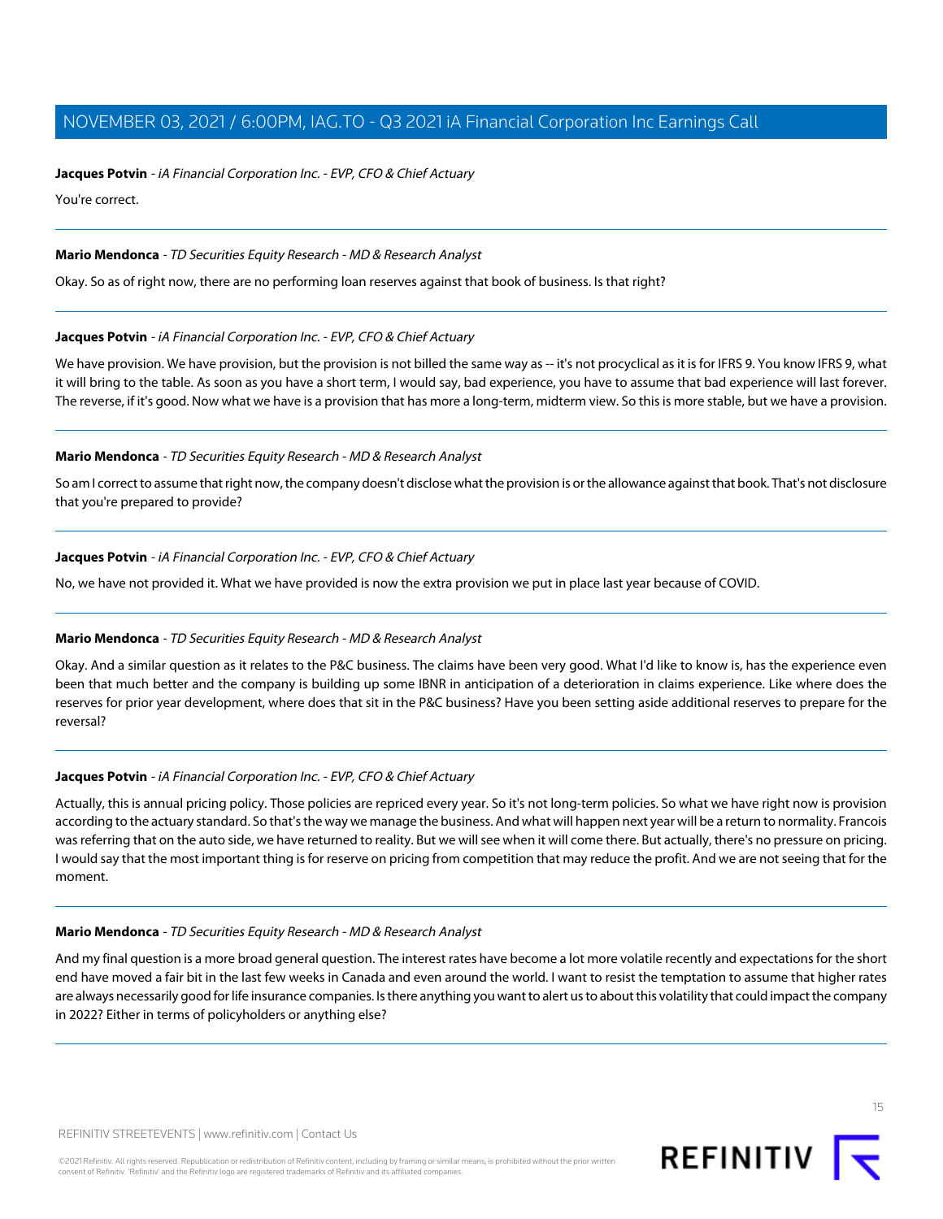**Jacques Potvin** - *iA Financial Corporation Inc. - EVP, CFO & Chief Actuary*

You're correct.

---

**Mario Mendonca** - *TD Securities Equity Research - MD & Research Analyst*

Okay. So as of right now, there are no performing loan reserves against that book of business. Is that right?

---

**Jacques Potvin** - *iA Financial Corporation Inc. - EVP, CFO & Chief Actuary*

We have provision. We have provision, but the provision is not billed the same way as -- it's not procyclical as it is for IFRS 9. You know IFRS 9, what it will bring to the table. As soon as you have a short term, I would say, bad experience, you have to assume that bad experience will last forever. The reverse, if it's good. Now what we have is a provision that has more a long-term, midterm view. So this is more stable, but we have a provision.

---

**Mario Mendonca** - *TD Securities Equity Research - MD & Research Analyst*

So am I correct to assume that right now, the company doesn't disclose what the provision is or the allowance against that book. That's not disclosure that you're prepared to provide?

---

**Jacques Potvin** - *iA Financial Corporation Inc. - EVP, CFO & Chief Actuary*

No, we have not provided it. What we have provided is now the extra provision we put in place last year because of COVID.

---

**Mario Mendonca** - *TD Securities Equity Research - MD & Research Analyst*

Okay. And a similar question as it relates to the P&C business. The claims have been very good. What I'd like to know is, has the experience even been that much better and the company is building up some IBNR in anticipation of a deterioration in claims experience. Like where does the reserves for prior year development, where does that sit in the P&C business? Have you been setting aside additional reserves to prepare for the reversal?

---

**Jacques Potvin** - *iA Financial Corporation Inc. - EVP, CFO & Chief Actuary*

Actually, this is annual pricing policy. Those policies are repriced every year. So it's not long-term policies. So what we have right now is provision according to the actuary standard. So that's the way we manage the business. And what will happen next year will be a return to normality. Francois was referring that on the auto side, we have returned to reality. But we will see when it will come there. But actually, there's no pressure on pricing. I would say that the most important thing is for reserve on pricing from competition that may reduce the profit. And we are not seeing that for the moment.

---

**Mario Mendonca** - *TD Securities Equity Research - MD & Research Analyst*

And my final question is a more broad general question. The interest rates have become a lot more volatile recently and expectations for the short end have moved a fair bit in the last few weeks in Canada and even around the world. I want to resist the temptation to assume that higher rates are always necessarily good for life insurance companies. Is there anything you want to alert us to about this volatility that could impact the company in 2022? Either in terms of policyholders or anything else?

---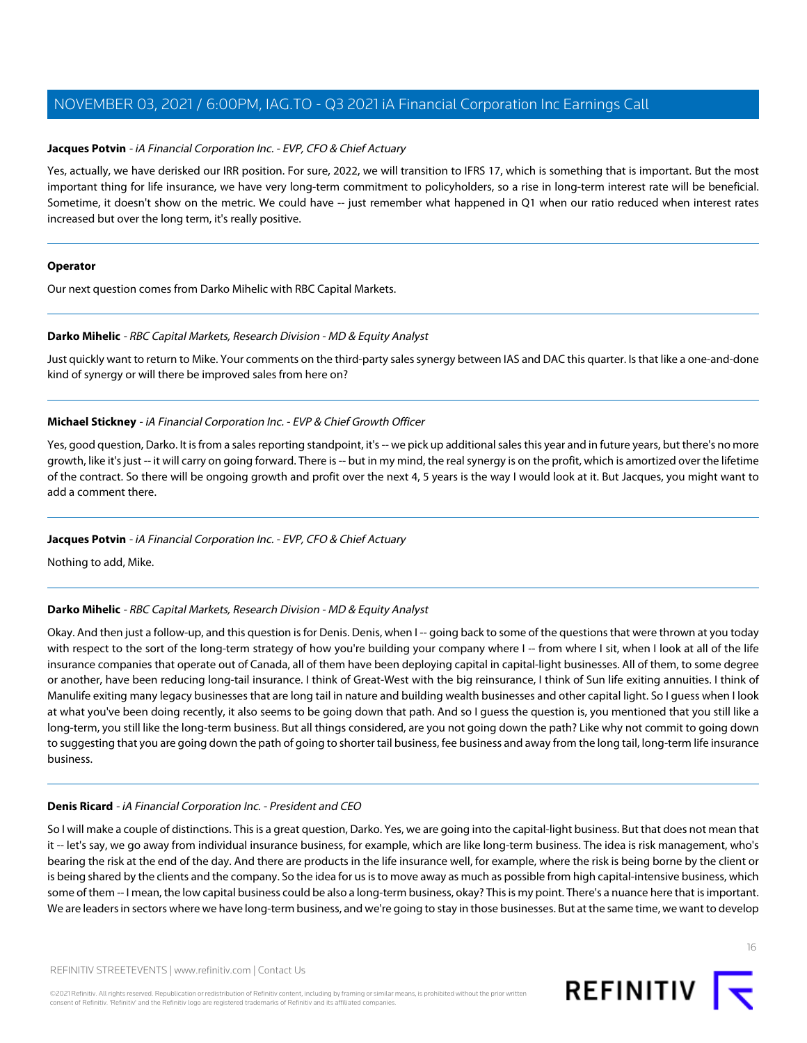**Jacques Potvin** - *iA Financial Corporation Inc. - EVP, CFO & Chief Actuary*

Yes, actually, we have derisked our IRR position. For sure, 2022, we will transition to IFRS 17, which is something that is important. But the most important thing for life insurance, we have very long-term commitment to policyholders, so a rise in long-term interest rate will be beneficial. Sometime, it doesn't show on the metric. We could have -- just remember what happened in Q1 when our ratio reduced when interest rates increased but over the long term, it's really positive.

---

**Operator**

Our next question comes from Darko Mihelic with RBC Capital Markets.

---

**Darko Mihelic** - *RBC Capital Markets, Research Division - MD & Equity Analyst*

Just quickly want to return to Mike. Your comments on the third-party sales synergy between IAS and DAC this quarter. Is that like a one-and-done kind of synergy or will there be improved sales from here on?

---

**Michael Stickney** - *iA Financial Corporation Inc. - EVP & Chief Growth Officer*

Yes, good question, Darko. It is from a sales reporting standpoint, it's -- we pick up additional sales this year and in future years, but there's no more growth, like it's just -- it will carry on going forward. There is -- but in my mind, the real synergy is on the profit, which is amortized over the lifetime of the contract. So there will be ongoing growth and profit over the next 4, 5 years is the way I would look at it. But Jacques, you might want to add a comment there.

---

**Jacques Potvin** - *iA Financial Corporation Inc. - EVP, CFO & Chief Actuary*

Nothing to add, Mike.

---

**Darko Mihelic** - *RBC Capital Markets, Research Division - MD & Equity Analyst*

Okay. And then just a follow-up, and this question is for Denis. Denis, when I -- going back to some of the questions that were thrown at you today with respect to the sort of the long-term strategy of how you're building your company where I -- from where I sit, when I look at all of the life insurance companies that operate out of Canada, all of them have been deploying capital in capital-light businesses. All of them, to some degree or another, have been reducing long-tail insurance. I think of Great-West with the big reinsurance, I think of Sun life exiting annuities. I think of Manulife exiting many legacy businesses that are long tail in nature and building wealth businesses and other capital light. So I guess when I look at what you've been doing recently, it also seems to be going down that path. And so I guess the question is, you mentioned that you still like a long-term, you still like the long-term business. But all things considered, are you not going down the path? Like why not commit to going down to suggesting that you are going down the path of going to shorter tail business, fee business and away from the long tail, long-term life insurance business.

---

**Denis Ricard** - *iA Financial Corporation Inc. - President and CEO*

So I will make a couple of distinctions. This is a great question, Darko. Yes, we are going into the capital-light business. But that does not mean that it -- let's say, we go away from individual insurance business, for example, which are like long-term business. The idea is risk management, who's bearing the risk at the end of the day. And there are products in the life insurance well, for example, where the risk is being borne by the client or is being shared by the clients and the company. So the idea for us is to move away as much as possible from high capital-intensive business, which some of them -- I mean, the low capital business could be also a long-term business, okay? This is my point. There's a nuance here that is important. We are leaders in sectors where we have long-term business, and we're going to stay in those businesses. But at the same time, we want to develop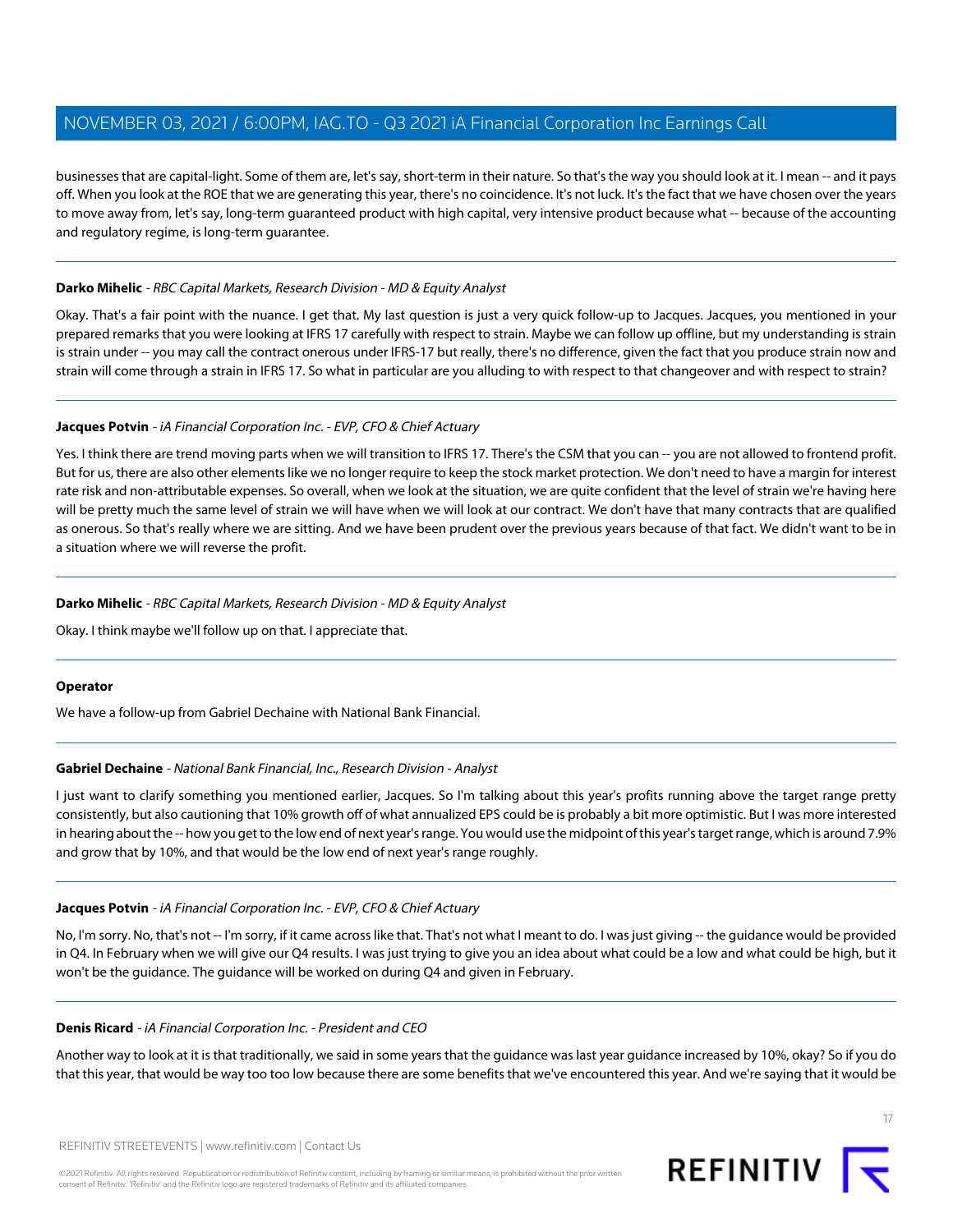businesses that are capital-light. Some of them are, let's say, short-term in their nature. So that's the way you should look at it. I mean -- and it pays off. When you look at the ROE that we are generating this year, there's no coincidence. It's not luck. It's the fact that we have chosen over the years to move away from, let's say, long-term guaranteed product with high capital, very intensive product because what -- because of the accounting and regulatory regime, is long-term guarantee.

---

**Darko Mihelic** - *RBC Capital Markets, Research Division - MD & Equity Analyst*

Okay. That's a fair point with the nuance. I get that. My last question is just a very quick follow-up to Jacques. Jacques, you mentioned in your prepared remarks that you were looking at IFRS 17 carefully with respect to strain. Maybe we can follow up offline, but my understanding is strain is strain under -- you may call the contract onerous under IFRS-17 but really, there's no difference, given the fact that you produce strain now and strain will come through a strain in IFRS 17. So what in particular are you alluding to with respect to that changeover and with respect to strain?

---

**Jacques Potvin** - *iA Financial Corporation Inc. - EVP, CFO & Chief Actuary*

Yes. I think there are trend moving parts when we will transition to IFRS 17. There's the CSM that you can -- you are not allowed to frontend profit. But for us, there are also other elements like we no longer require to keep the stock market protection. We don't need to have a margin for interest rate risk and non-attributable expenses. So overall, when we look at the situation, we are quite confident that the level of strain we're having here will be pretty much the same level of strain we will have when we will look at our contract. We don't have that many contracts that are qualified as onerous. So that's really where we are sitting. And we have been prudent over the previous years because of that fact. We didn't want to be in a situation where we will reverse the profit.

---

**Darko Mihelic** - *RBC Capital Markets, Research Division - MD & Equity Analyst*

Okay. I think maybe we'll follow up on that. I appreciate that.

---

**Operator**

We have a follow-up from Gabriel Dechaine with National Bank Financial.

---

**Gabriel Dechaine** - *National Bank Financial, Inc., Research Division - Analyst*

I just want to clarify something you mentioned earlier, Jacques. So I'm talking about this year's profits running above the target range pretty consistently, but also cautioning that 10% growth off of what annualized EPS could be is probably a bit more optimistic. But I was more interested in hearing about the -- how you get to the low end of next year's range. You would use the midpoint of this year's target range, which is around 7.9% and grow that by 10%, and that would be the low end of next year's range roughly.

---

**Jacques Potvin** - *iA Financial Corporation Inc. - EVP, CFO & Chief Actuary*

No, I'm sorry. No, that's not -- I'm sorry, if it came across like that. That's not what I meant to do. I was just giving -- the guidance would be provided in Q4. In February when we will give our Q4 results. I was just trying to give you an idea about what could be a low and what could be high, but it won't be the guidance. The guidance will be worked on during Q4 and given in February.

---

**Denis Ricard** - *iA Financial Corporation Inc. - President and CEO*

Another way to look at it is that traditionally, we said in some years that the guidance was last year guidance increased by 10%, okay? So if you do that this year, that would be way too too low because there are some benefits that we've encountered this year. And we're saying that it would be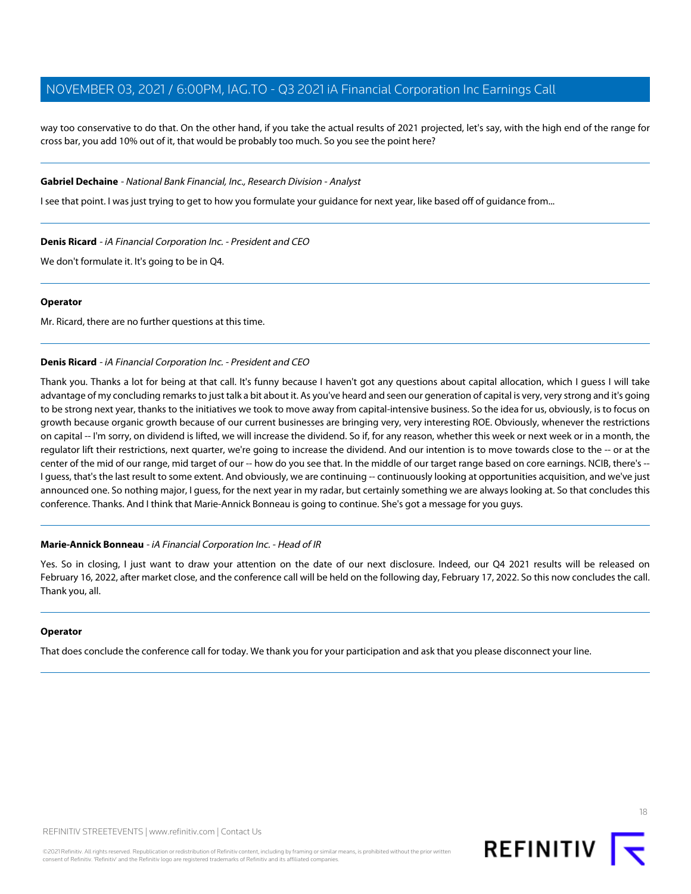way too conservative to do that. On the other hand, if you take the actual results of 2021 projected, let's say, with the high end of the range for cross bar, you add 10% out of it, that would be probably too much. So you see the point here?

---

**Gabriel Dechaine** - *National Bank Financial, Inc., Research Division - Analyst*

I see that point. I was just trying to get to how you formulate your guidance for next year, like based off of guidance from...

---

**Denis Ricard** - *iA Financial Corporation Inc. - President and CEO*

We don't formulate it. It's going to be in Q4.

---

**Operator**

Mr. Ricard, there are no further questions at this time.

---

**Denis Ricard** - *iA Financial Corporation Inc. - President and CEO*

Thank you. Thanks a lot for being at that call. It's funny because I haven't got any questions about capital allocation, which I guess I will take advantage of my concluding remarks to just talk a bit about it. As you've heard and seen our generation of capital is very, very strong and it's going to be strong next year, thanks to the initiatives we took to move away from capital-intensive business. So the idea for us, obviously, is to focus on growth because organic growth because of our current businesses are bringing very, very interesting ROE. Obviously, whenever the restrictions on capital -- I'm sorry, on dividend is lifted, we will increase the dividend. So if, for any reason, whether this week or next week or in a month, the regulator lift their restrictions, next quarter, we're going to increase the dividend. And our intention is to move towards close to the -- or at the center of the mid of our range, mid target of our -- how do you see that. In the middle of our target range based on core earnings. NCIB, there's -- I guess, that's the last result to some extent. And obviously, we are continuing -- continuously looking at opportunities acquisition, and we've just announced one. So nothing major, I guess, for the next year in my radar, but certainly something we are always looking at. So that concludes this conference. Thanks. And I think that Marie-Annick Bonneau is going to continue. She's got a message for you guys.

---

**Marie-Annick Bonneau** - *iA Financial Corporation Inc. - Head of IR*

Yes. So in closing, I just want to draw your attention on the date of our next disclosure. Indeed, our Q4 2021 results will be released on February 16, 2022, after market close, and the conference call will be held on the following day, February 17, 2022. So this now concludes the call. Thank you, all.

---

**Operator**

That does conclude the conference call for today. We thank you for your participation and ask that you please disconnect your line.

---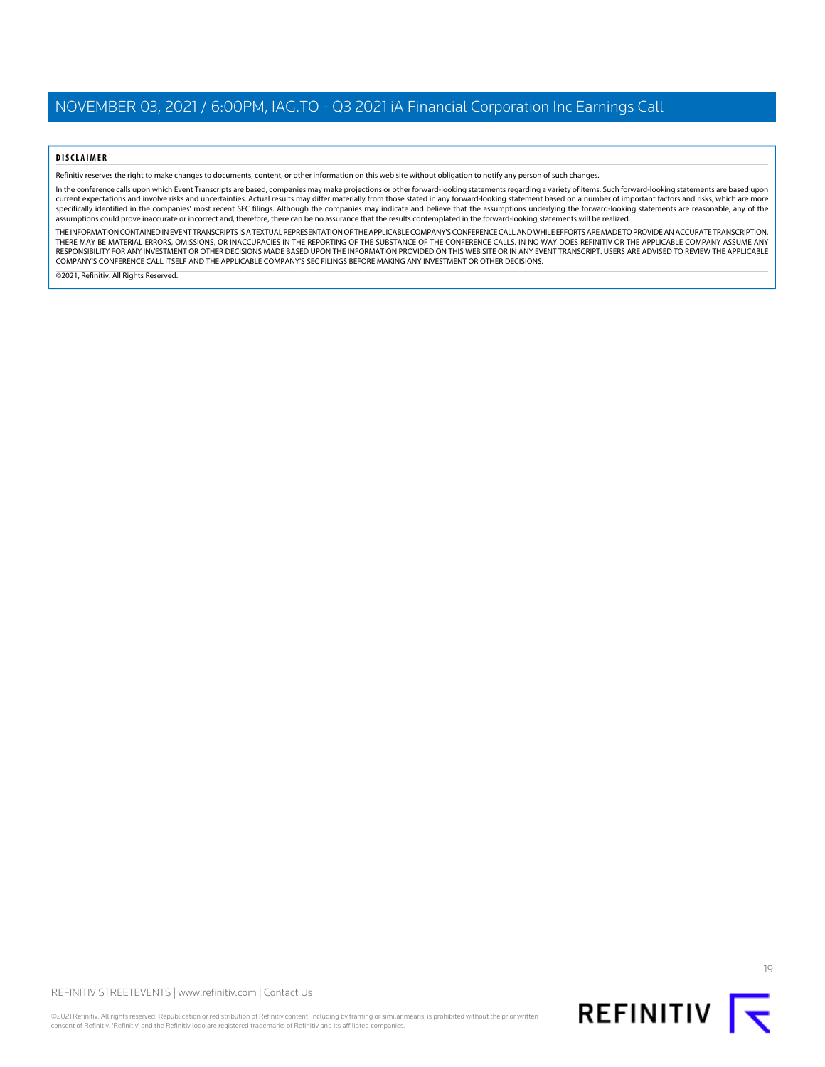## DISCLAIMER

Refinitiv reserves the right to make changes to documents, content, or other information on this web site without obligation to notify any person of such changes.

In the conference calls upon which Event Transcripts are based, companies may make projections or other forward-looking statements regarding a variety of items. Such forward-looking statements are based upon current expectations and involve risks and uncertainties. Actual results may differ materially from those stated in any forward-looking statement based on a number of important factors and risks, which are more specifically identified in the companies' most recent SEC filings. Although the companies may indicate and believe that the assumptions underlying the forward-looking statements are reasonable, any of the assumptions could prove inaccurate or incorrect and, therefore, there can be no assurance that the results contemplated in the forward-looking statements will be realized.

THE INFORMATION CONTAINED IN EVENT TRANSCRIPTS IS A TEXTUAL REPRESENTATION OF THE APPLICABLE COMPANY'S CONFERENCE CALL AND WHILE EFFORTS ARE MADE TO PROVIDE AN ACCURATE TRANSCRIPTION, THERE MAY BE MATERIAL ERRORS, OMISSIONS, OR INACCURACIES IN THE REPORTING OF THE SUBSTANCE OF THE CONFERENCE CALLS. IN NO WAY DOES REFINITIV OR THE APPLICABLE COMPANY ASSUME ANY RESPONSIBILITY FOR ANY INVESTMENT OR OTHER DECISIONS MADE BASED UPON THE INFORMATION PROVIDED ON THIS WEB SITE OR IN ANY EVENT TRANSCRIPT. USERS ARE ADVISED TO REVIEW THE APPLICABLE COMPANY'S CONFERENCE CALL ITSELF AND THE APPLICABLE COMPANY'S SEC FILINGS BEFORE MAKING ANY INVESTMENT OR OTHER DECISIONS.

©2021, Refinitiv. All Rights Reserved.